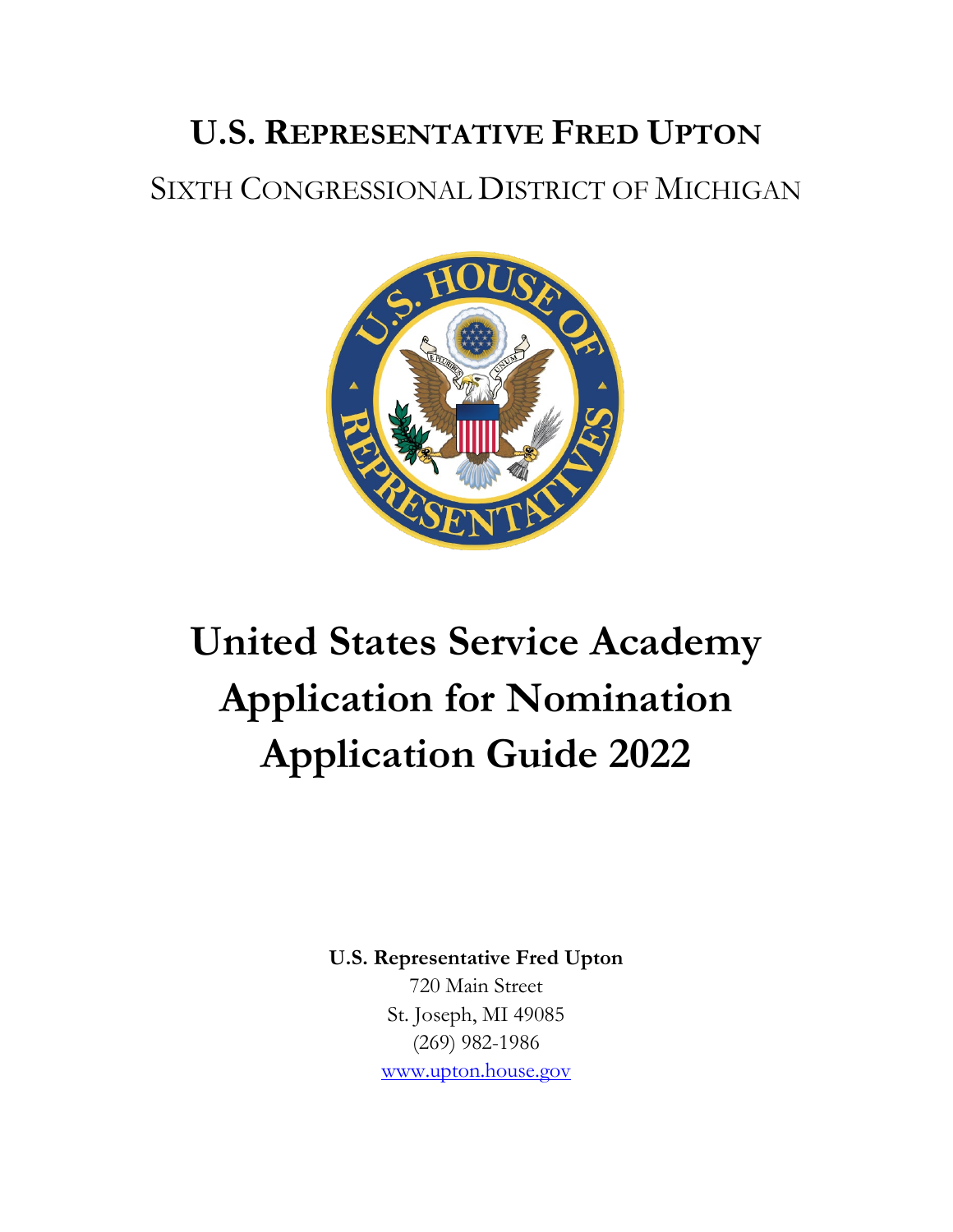# U.S. Representative Fred Upton

SIXTH CONGRESSIONAL DISTRICT OF MICHIGAN

# United States Service Academy Application for Nomination Application Guide 2022

**U.S. Representative Fred Upton**
720 Main Street
St. Joseph, MI 49085
(269) 982-1986
www.upton.house.gov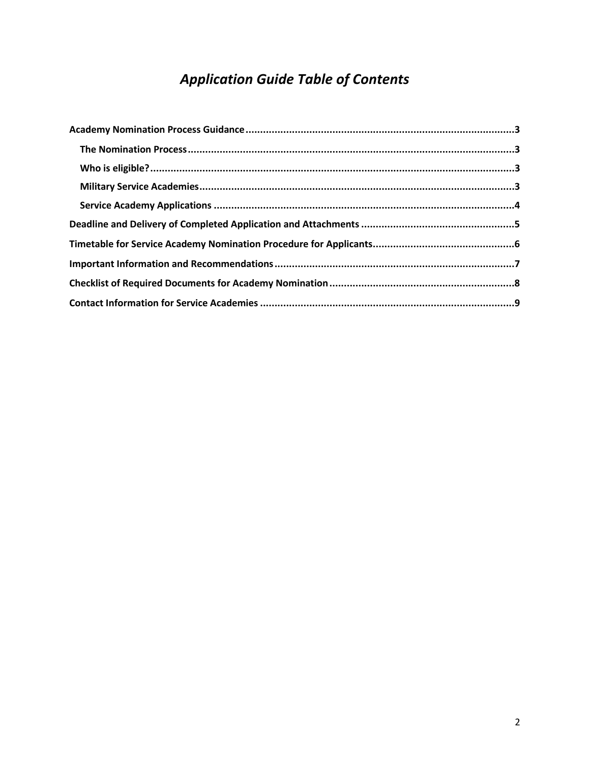# *Application Guide Table of Contents*

**Academy Nomination Process Guidance** .......... **3**

- **The Nomination Process** .......... **3**
- **Who is eligible?** .......... **3**
- **Military Service Academies** .......... **3**
- **Service Academy Applications** .......... **4**

**Deadline and Delivery of Completed Application and Attachments** .......... **5**

**Timetable for Service Academy Nomination Procedure for Applicants** .......... **6**

**Important Information and Recommendations** .......... **7**

**Checklist of Required Documents for Academy Nomination** .......... **8**

**Contact Information for Service Academies** .......... **9**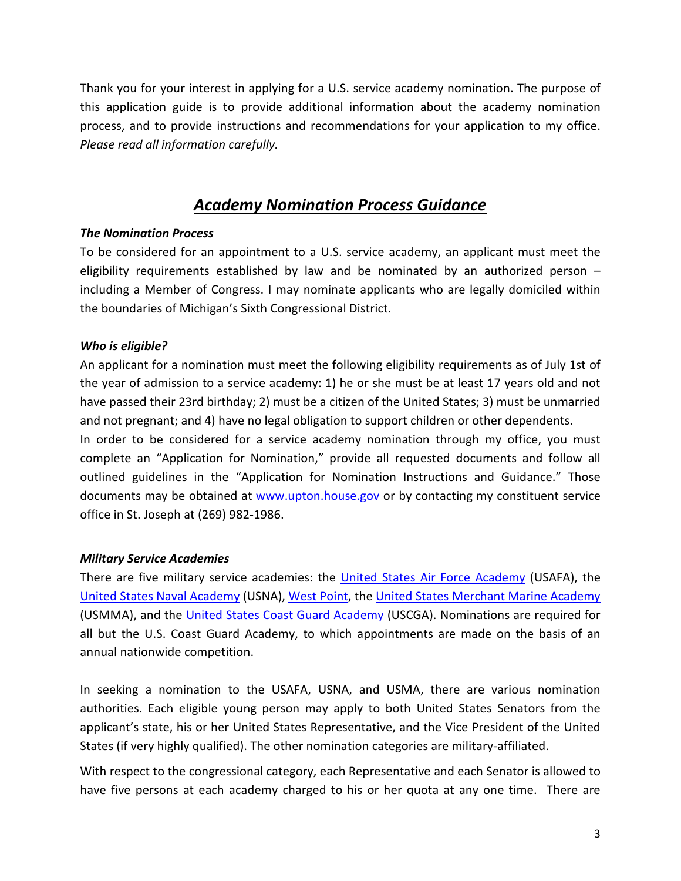Thank you for your interest in applying for a U.S. service academy nomination. The purpose of this application guide is to provide additional information about the academy nomination process, and to provide instructions and recommendations for your application to my office. *Please read all information carefully.*

## ***Academy Nomination Process Guidance***

***The Nomination Process***

To be considered for an appointment to a U.S. service academy, an applicant must meet the eligibility requirements established by law and be nominated by an authorized person – including a Member of Congress. I may nominate applicants who are legally domiciled within the boundaries of Michigan's Sixth Congressional District.

***Who is eligible?***

An applicant for a nomination must meet the following eligibility requirements as of July 1st of the year of admission to a service academy: 1) he or she must be at least 17 years old and not have passed their 23rd birthday; 2) must be a citizen of the United States; 3) must be unmarried and not pregnant; and 4) have no legal obligation to support children or other dependents.

In order to be considered for a service academy nomination through my office, you must complete an "Application for Nomination," provide all requested documents and follow all outlined guidelines in the "Application for Nomination Instructions and Guidance." Those documents may be obtained at www.upton.house.gov or by contacting my constituent service office in St. Joseph at (269) 982-1986.

***Military Service Academies***

There are five military service academies: the United States Air Force Academy (USAFA), the United States Naval Academy (USNA), West Point, the United States Merchant Marine Academy (USMMA), and the United States Coast Guard Academy (USCGA). Nominations are required for all but the U.S. Coast Guard Academy, to which appointments are made on the basis of an annual nationwide competition.

In seeking a nomination to the USAFA, USNA, and USMA, there are various nomination authorities. Each eligible young person may apply to both United States Senators from the applicant's state, his or her United States Representative, and the Vice President of the United States (if very highly qualified). The other nomination categories are military-affiliated.

With respect to the congressional category, each Representative and each Senator is allowed to have five persons at each academy charged to his or her quota at any one time. There are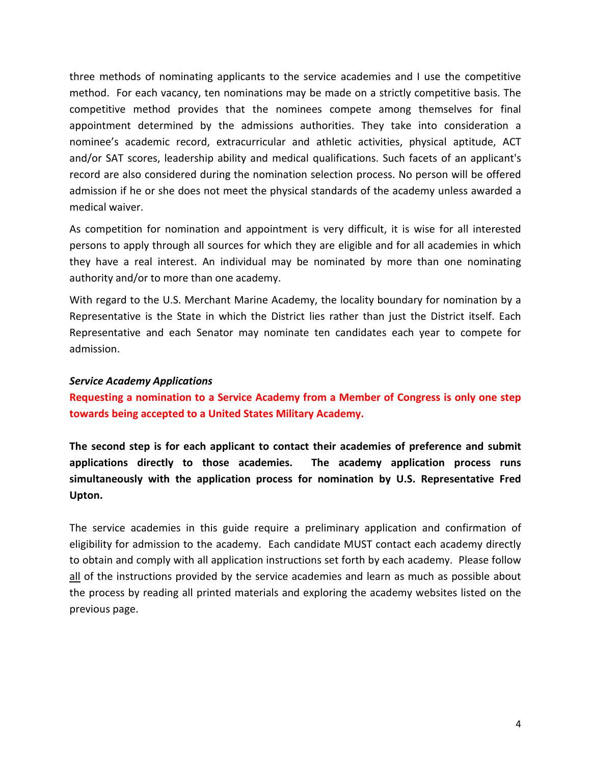three methods of nominating applicants to the service academies and I use the competitive method. For each vacancy, ten nominations may be made on a strictly competitive basis. The competitive method provides that the nominees compete among themselves for final appointment determined by the admissions authorities. They take into consideration a nominee's academic record, extracurricular and athletic activities, physical aptitude, ACT and/or SAT scores, leadership ability and medical qualifications. Such facets of an applicant's record are also considered during the nomination selection process. No person will be offered admission if he or she does not meet the physical standards of the academy unless awarded a medical waiver.

As competition for nomination and appointment is very difficult, it is wise for all interested persons to apply through all sources for which they are eligible and for all academies in which they have a real interest. An individual may be nominated by more than one nominating authority and/or to more than one academy.

With regard to the U.S. Merchant Marine Academy, the locality boundary for nomination by a Representative is the State in which the District lies rather than just the District itself. Each Representative and each Senator may nominate ten candidates each year to compete for admission.

***Service Academy Applications***

**Requesting a nomination to a Service Academy from a Member of Congress is only one step towards being accepted to a United States Military Academy.**

**The second step is for each applicant to contact their academies of preference and submit applications directly to those academies. The academy application process runs simultaneously with the application process for nomination by U.S. Representative Fred Upton.**

The service academies in this guide require a preliminary application and confirmation of eligibility for admission to the academy. Each candidate MUST contact each academy directly to obtain and comply with all application instructions set forth by each academy. Please follow all of the instructions provided by the service academies and learn as much as possible about the process by reading all printed materials and exploring the academy websites listed on the previous page.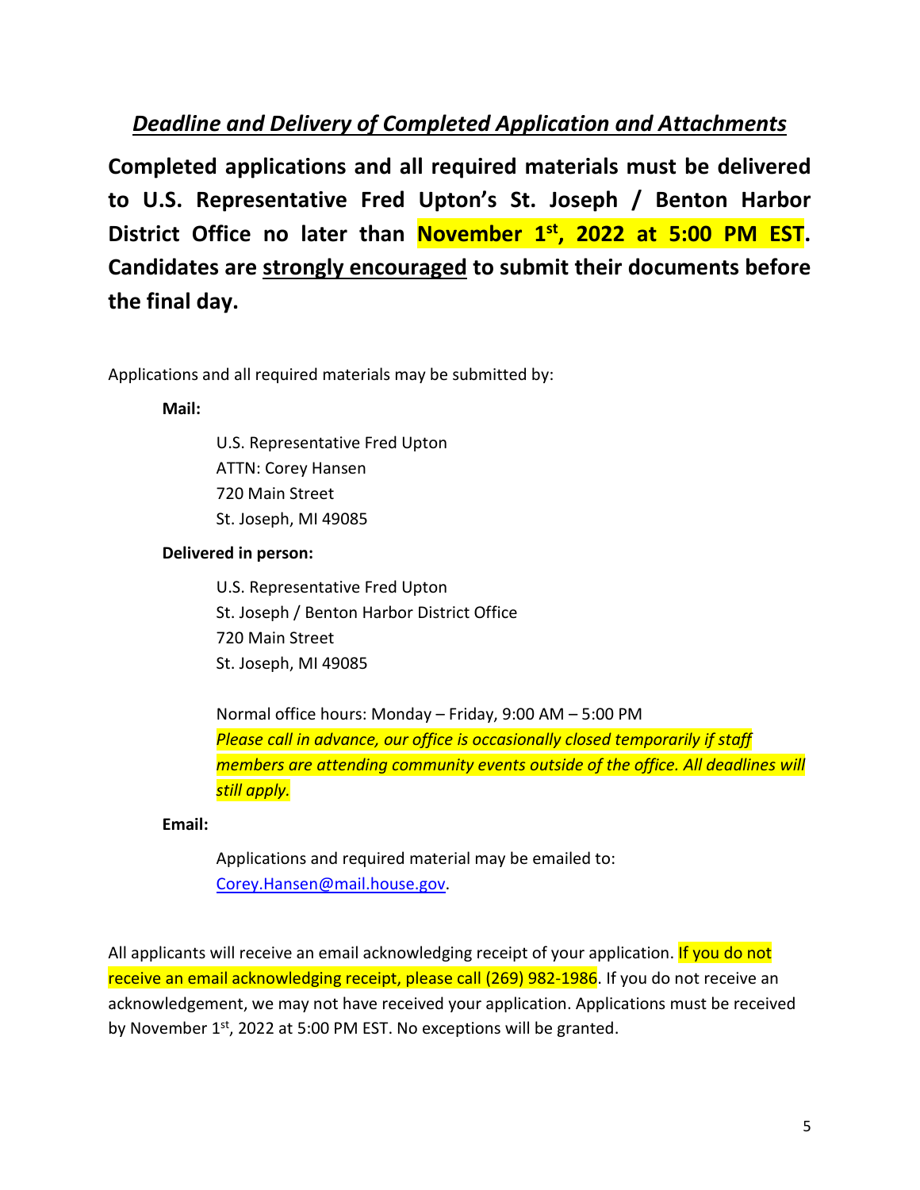## *Deadline and Delivery of Completed Application and Attachments*

**Completed applications and all required materials must be delivered to U.S. Representative Fred Upton's St. Joseph / Benton Harbor District Office no later than November 1st, 2022 at 5:00 PM EST. Candidates are strongly encouraged to submit their documents before the final day.**

Applications and all required materials may be submitted by:

**Mail:**

U.S. Representative Fred Upton
ATTN: Corey Hansen
720 Main Street
St. Joseph, MI 49085

**Delivered in person:**

U.S. Representative Fred Upton
St. Joseph / Benton Harbor District Office
720 Main Street
St. Joseph, MI 49085

Normal office hours: Monday – Friday, 9:00 AM – 5:00 PM
*Please call in advance, our office is occasionally closed temporarily if staff members are attending community events outside of the office. All deadlines will still apply.*

**Email:**

Applications and required material may be emailed to: Corey.Hansen@mail.house.gov.

All applicants will receive an email acknowledging receipt of your application. If you do not receive an email acknowledging receipt, please call (269) 982-1986. If you do not receive an acknowledgement, we may not have received your application. Applications must be received by November 1st, 2022 at 5:00 PM EST. No exceptions will be granted.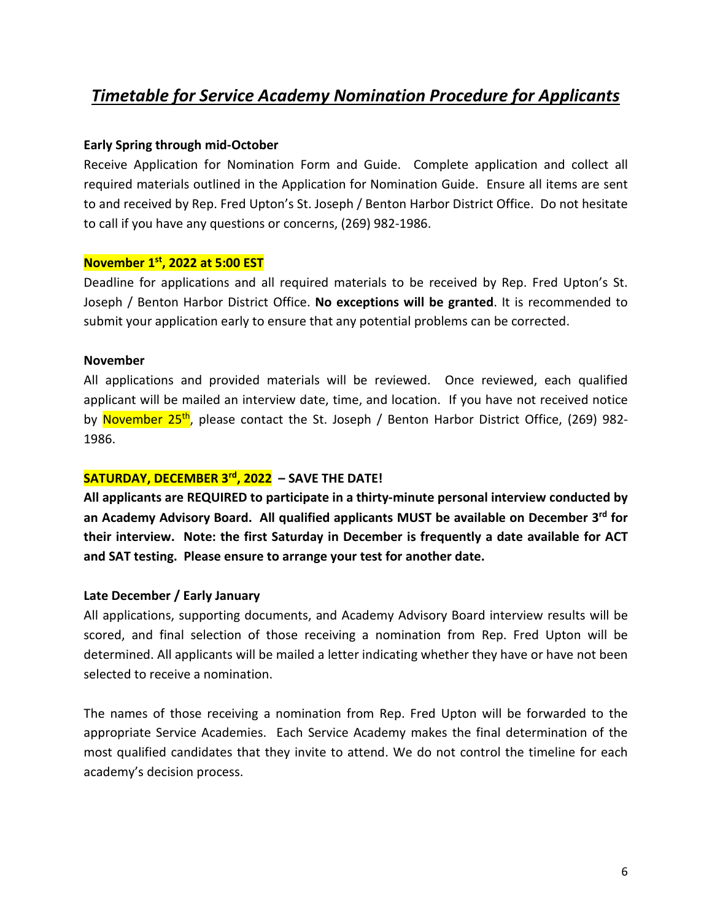# ***Timetable for Service Academy Nomination Procedure for Applicants***

**Early Spring through mid-October**

Receive Application for Nomination Form and Guide. Complete application and collect all required materials outlined in the Application for Nomination Guide. Ensure all items are sent to and received by Rep. Fred Upton's St. Joseph / Benton Harbor District Office. Do not hesitate to call if you have any questions or concerns, (269) 982-1986.

**November 1st, 2022 at 5:00 EST**

Deadline for applications and all required materials to be received by Rep. Fred Upton's St. Joseph / Benton Harbor District Office. **No exceptions will be granted**. It is recommended to submit your application early to ensure that any potential problems can be corrected.

**November**

All applications and provided materials will be reviewed. Once reviewed, each qualified applicant will be mailed an interview date, time, and location. If you have not received notice by November 25th, please contact the St. Joseph / Benton Harbor District Office, (269) 982-1986.

**SATURDAY, DECEMBER 3rd, 2022 – SAVE THE DATE!**

**All applicants are REQUIRED to participate in a thirty-minute personal interview conducted by an Academy Advisory Board. All qualified applicants MUST be available on December 3rd for their interview. Note: the first Saturday in December is frequently a date available for ACT and SAT testing. Please ensure to arrange your test for another date.**

**Late December / Early January**

All applications, supporting documents, and Academy Advisory Board interview results will be scored, and final selection of those receiving a nomination from Rep. Fred Upton will be determined. All applicants will be mailed a letter indicating whether they have or have not been selected to receive a nomination.

The names of those receiving a nomination from Rep. Fred Upton will be forwarded to the appropriate Service Academies. Each Service Academy makes the final determination of the most qualified candidates that they invite to attend. We do not control the timeline for each academy's decision process.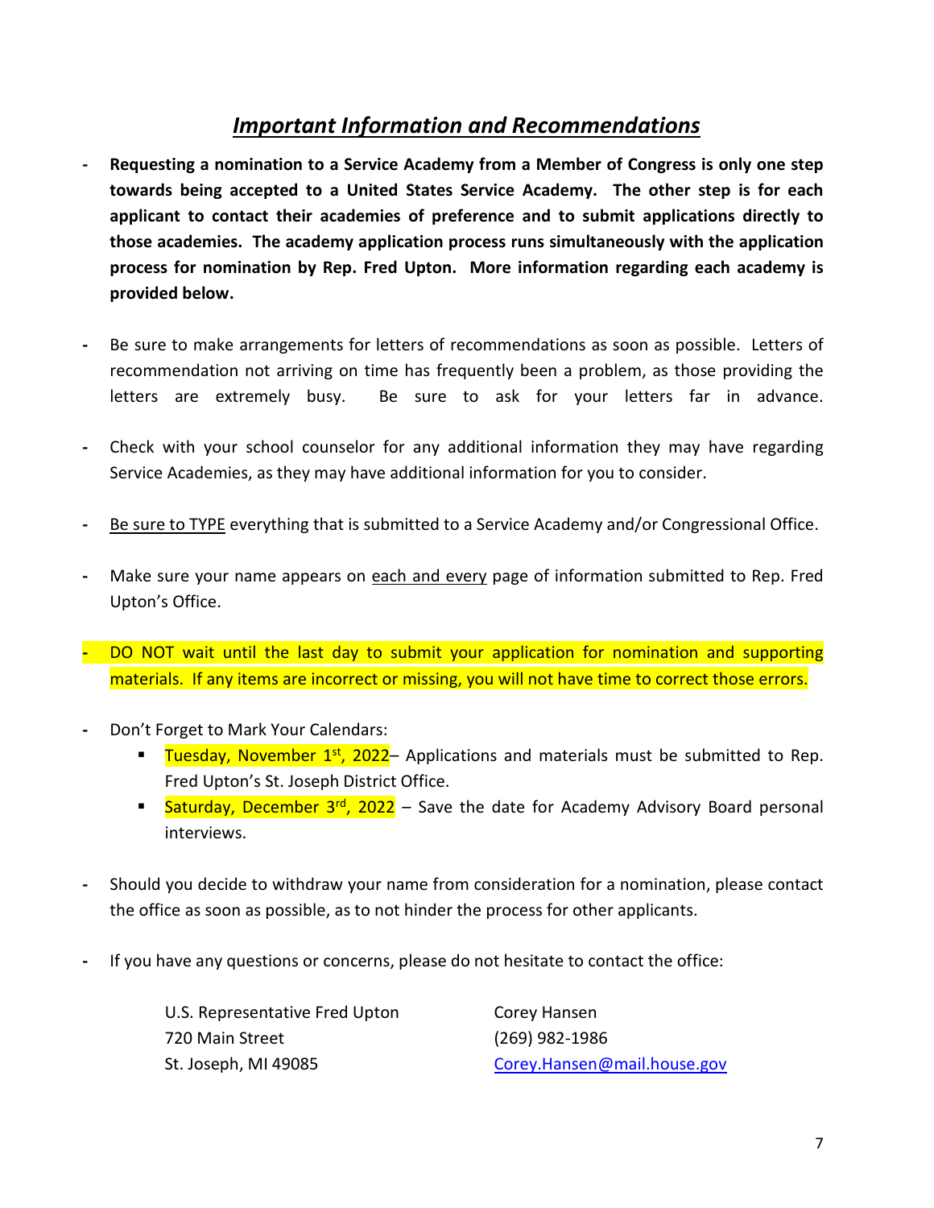## ***Important Information and Recommendations***

- **Requesting a nomination to a Service Academy from a Member of Congress is only one step towards being accepted to a United States Service Academy. The other step is for each applicant to contact their academies of preference and to submit applications directly to those academies. The academy application process runs simultaneously with the application process for nomination by Rep. Fred Upton. More information regarding each academy is provided below.**

- Be sure to make arrangements for letters of recommendations as soon as possible. Letters of recommendation not arriving on time has frequently been a problem, as those providing the letters are extremely busy. Be sure to ask for your letters far in advance.

- Check with your school counselor for any additional information they may have regarding Service Academies, as they may have additional information for you to consider.

- <u>Be sure to TYPE</u> everything that is submitted to a Service Academy and/or Congressional Office.

- Make sure your name appears on <u>each and every</u> page of information submitted to Rep. Fred Upton's Office.

- DO NOT wait until the last day to submit your application for nomination and supporting materials. If any items are incorrect or missing, you will not have time to correct those errors.

- Don't Forget to Mark Your Calendars:
  - Tuesday, November 1st, 2022– Applications and materials must be submitted to Rep. Fred Upton's St. Joseph District Office.
  - Saturday, December 3rd, 2022 – Save the date for Academy Advisory Board personal interviews.

- Should you decide to withdraw your name from consideration for a nomination, please contact the office as soon as possible, as to not hinder the process for other applicants.

- If you have any questions or concerns, please do not hesitate to contact the office:

U.S. Representative Fred Upton
720 Main Street
St. Joseph, MI 49085

Corey Hansen
(269) 982-1986
Corey.Hansen@mail.house.gov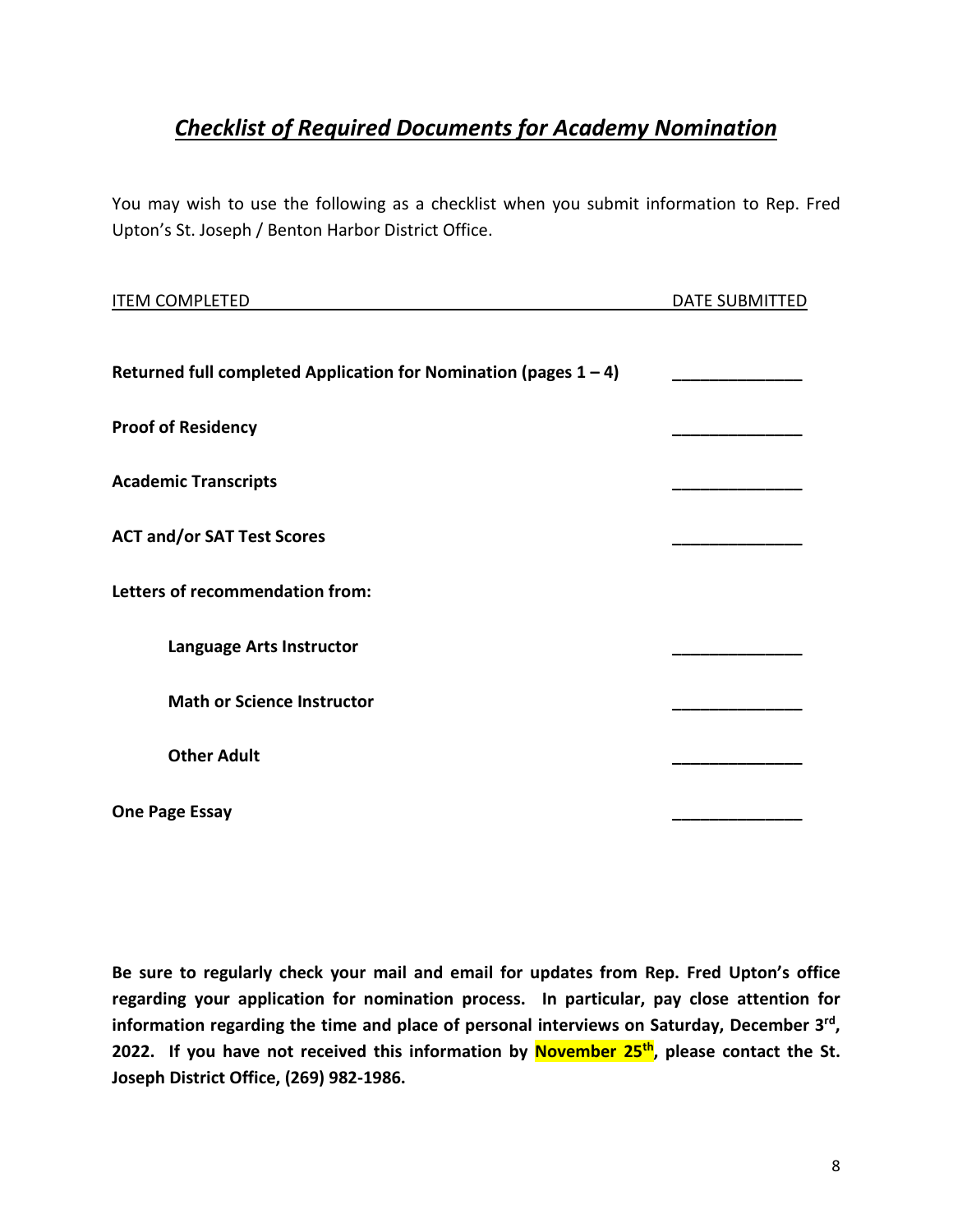## ***Checklist of Required Documents for Academy Nomination***

You may wish to use the following as a checklist when you submit information to Rep. Fred Upton's St. Joseph / Benton Harbor District Office.

| ITEM COMPLETED | DATE SUBMITTED |
|---|---|
| **Returned full completed Application for Nomination (pages 1 – 4)** | ______________ |
| **Proof of Residency** | ______________ |
| **Academic Transcripts** | ______________ |
| **ACT and/or SAT Test Scores** | ______________ |
| **Letters of recommendation from:** | |
| **Language Arts Instructor** | ______________ |
| **Math or Science Instructor** | ______________ |
| **Other Adult** | ______________ |
| **One Page Essay** | ______________ |

**Be sure to regularly check your mail and email for updates from Rep. Fred Upton's office regarding your application for nomination process. In particular, pay close attention for information regarding the time and place of personal interviews on Saturday, December 3rd, 2022. If you have not received this information by November 25th, please contact the St. Joseph District Office, (269) 982-1986.**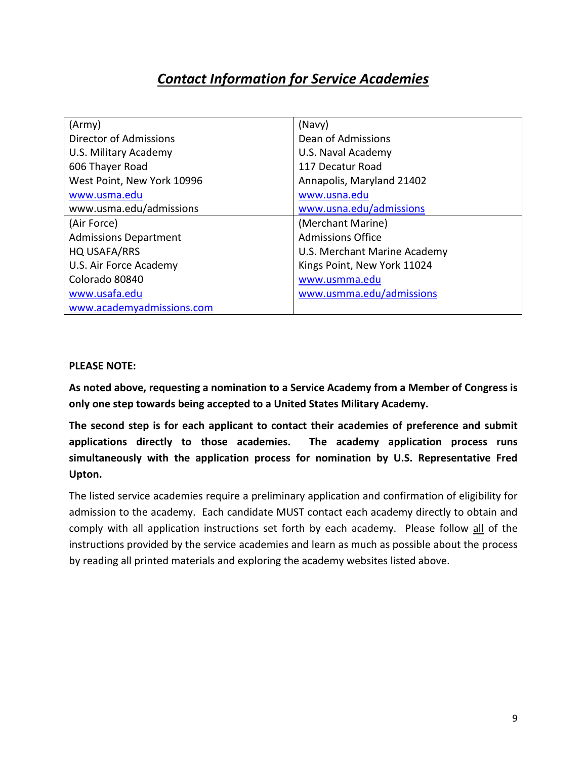## ***Contact Information for Service Academies***

| | |
|---|---|
| (Army)<br>Director of Admissions<br>U.S. Military Academy<br>606 Thayer Road<br>West Point, New York 10996<br>www.usma.edu<br>www.usma.edu/admissions | (Navy)<br>Dean of Admissions<br>U.S. Naval Academy<br>117 Decatur Road<br>Annapolis, Maryland 21402<br>www.usna.edu<br>www.usna.edu/admissions |
| (Air Force)<br>Admissions Department<br>HQ USAFA/RRS<br>U.S. Air Force Academy<br>Colorado 80840<br>www.usafa.edu<br>www.academyadmissions.com | (Merchant Marine)<br>Admissions Office<br>U.S. Merchant Marine Academy<br>Kings Point, New York 11024<br>www.usmma.edu<br>www.usmma.edu/admissions |

**PLEASE NOTE:**

**As noted above, requesting a nomination to a Service Academy from a Member of Congress is only one step towards being accepted to a United States Military Academy.**

**The second step is for each applicant to contact their academies of preference and submit applications directly to those academies. The academy application process runs simultaneously with the application process for nomination by U.S. Representative Fred Upton.**

The listed service academies require a preliminary application and confirmation of eligibility for admission to the academy. Each candidate MUST contact each academy directly to obtain and comply with all application instructions set forth by each academy. Please follow <u>all</u> of the instructions provided by the service academies and learn as much as possible about the process by reading all printed materials and exploring the academy websites listed above.